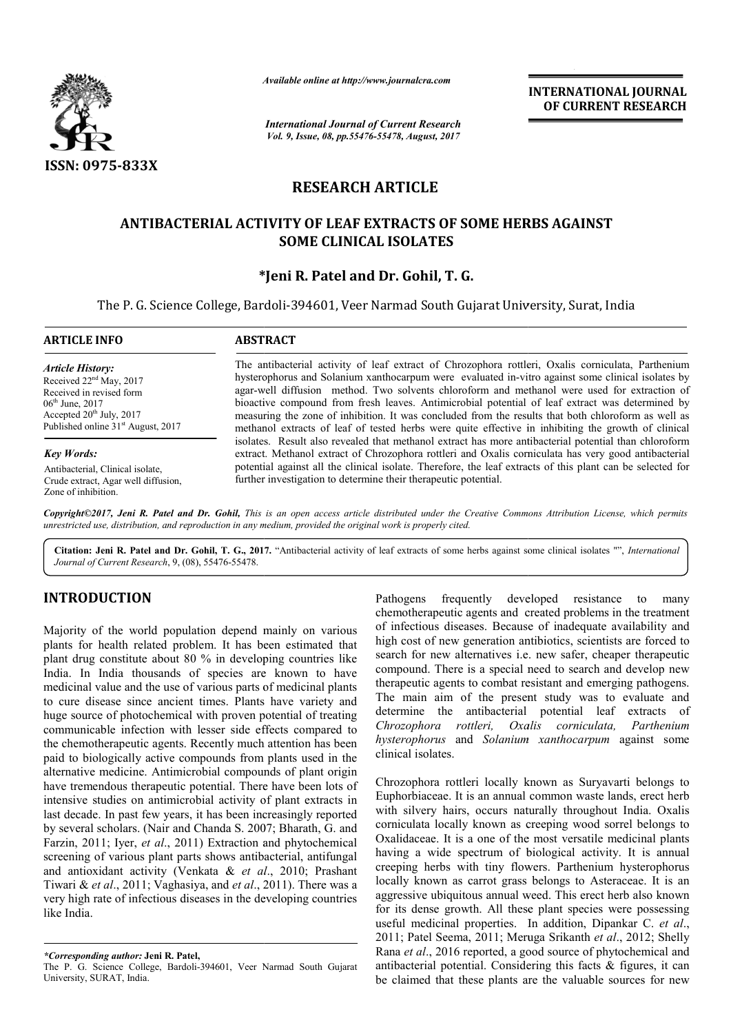*Available online at http://www.journalcra.com*

*International Journal of Current Research*
*Vol. 9, Issue, 08, pp.55476-55478, August, 2017*

**INTERNATIONAL JOURNAL OF CURRENT RESEARCH**

ISSN: 0975-833X

## RESEARCH ARTICLE

# ANTIBACTERIAL ACTIVITY OF LEAF EXTRACTS OF SOME HERBS AGAINST SOME CLINICAL ISOLATES

**\*Jeni R. Patel and Dr. Gohil, T. G.**

The P. G. Science College, Bardoli-394601, Veer Narmad South Gujarat University, Surat, India

**ARTICLE INFO**

*Article History:*
Received 22[nd] May, 2017
Received in revised form
06[th] June, 2017
Accepted 20[th] July, 2017
Published online 31[st] August, 2017

*Key Words:*
Antibacterial, Clinical isolate, Crude extract, Agar well diffusion, Zone of inhibition.

**ABSTRACT**

The antibacterial activity of leaf extract of Chrozophora rottleri, Oxalis corniculata, Parthenium hysterophorus and Solanium xanthocarpum were evaluated in-vitro against some clinical isolates by agar-well diffusion method. Two solvents chloroform and methanol were used for extraction of bioactive compound from fresh leaves. Antimicrobial potential of leaf extract was determined by measuring the zone of inhibition. It was concluded from the results that both chloroform as well as methanol extracts of leaf of tested herbs were quite effective in inhibiting the growth of clinical isolates. Result also revealed that methanol extract has more antibacterial potential than chloroform extract. Methanol extract of Chrozophora rottleri and Oxalis corniculata has very good antibacterial potential against all the clinical isolate. Therefore, the leaf extracts of this plant can be selected for further investigation to determine their therapeutic potential.

*Copyright©2017, Jeni R. Patel and Dr. Gohil, This is an open access article distributed under the Creative Commons Attribution License, which permits unrestricted use, distribution, and reproduction in any medium, provided the original work is properly cited.*

**Citation: Jeni R. Patel and Dr. Gohil, T. G., 2017.** "Antibacterial activity of leaf extracts of some herbs against some clinical isolates "", *International Journal of Current Research*, 9, (08), 55476-55478.

## INTRODUCTION

Majority of the world population depend mainly on various plants for health related problem. It has been estimated that plant drug constitute about 80 % in developing countries like India. In India thousands of species are known to have medicinal value and the use of various parts of medicinal plants to cure disease since ancient times. Plants have variety and huge source of photochemical with proven potential of treating communicable infection with lesser side effects compared to the chemotherapeutic agents. Recently much attention has been paid to biologically active compounds from plants used in the alternative medicine. Antimicrobial compounds of plant origin have tremendous therapeutic potential. There have been lots of intensive studies on antimicrobial activity of plant extracts in last decade. In past few years, it has been increasingly reported by several scholars. (Nair and Chanda S. 2007; Bharath, G. and Farzin, 2011; Iyer, *et al*., 2011) Extraction and phytochemical screening of various plant parts shows antibacterial, antifungal and antioxidant activity (Venkata & *et al*., 2010; Prashant Tiwari & *et al*., 2011; Vaghasiya, and *et al*., 2011). There was a very high rate of infectious diseases in the developing countries like India.

Pathogens frequently developed resistance to many chemotherapeutic agents and created problems in the treatment of infectious diseases. Because of inadequate availability and high cost of new generation antibiotics, scientists are forced to search for new alternatives i.e. new safer, cheaper therapeutic compound. There is a special need to search and develop new therapeutic agents to combat resistant and emerging pathogens. The main aim of the present study was to evaluate and determine the antibacterial potential leaf extracts of *Chrozophora rottleri, Oxalis corniculata, Parthenium hysterophorus* and *Solanium xanthocarpum* against some clinical isolates.

Chrozophora rottleri locally known as Suryavarti belongs to Euphorbiaceae. It is an annual common waste lands, erect herb with silvery hairs, occurs naturally throughout India. Oxalis corniculata locally known as creeping wood sorrel belongs to Oxalidaceae. It is a one of the most versatile medicinal plants having a wide spectrum of biological activity. It is annual creeping herbs with tiny flowers. Parthenium hysterophorus locally known as carrot grass belongs to Asteraceae. It is an aggressive ubiquitous annual weed. This erect herb also known for its dense growth. All these plant species were possessing useful medicinal properties. In addition, Dipankar C. *et al*., 2011; Patel Seema, 2011; Meruga Srikanth *et al*., 2012; Shelly Rana *et al*., 2016 reported, a good source of phytochemical and antibacterial potential. Considering this facts & figures, it can be claimed that these plants are the valuable sources for new

*\*Corresponding author:* **Jeni R. Patel,**
The P. G. Science College, Bardoli-394601, Veer Narmad South Gujarat University, SURAT, India.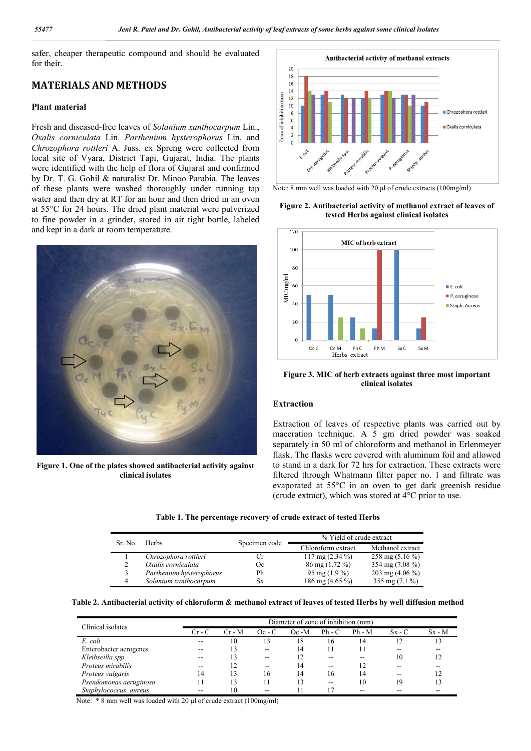safer, cheaper therapeutic compound and should be evaluated for their.

## MATERIALS AND METHODS

### Plant material

Fresh and diseased-free leaves of *Solanium xanthocarpum* Lin., *Oxalis corniculata* Lin. *Parthenium hysterophorus* Lin. and *Chrozophora rottleri* A. Juss. ex Spreng were collected from local site of Vyara, District Tapi, Gujarat, India. The plants were identified with the help of flora of Gujarat and confirmed by Dr. T. G. Gohil & naturalist Dr. Minoo Parabia. The leaves of these plants were washed thoroughly under running tap water and then dry at RT for an hour and then dried in an oven at 55°C for 24 hours. The dried plant material were pulverized to fine powder in a grinder, stored in air tight bottle, labeled and kept in a dark at room temperature.

**Figure 1. One of the plates showed antibacterial activity against clinical isolates**

Note: 8 mm well was loaded with 20 µl of crude extracts (100mg/ml)

**Figure 2. Antibacterial activity of methanol extract of leaves of tested Herbs against clinical isolates**

**Figure 3. MIC of herb extracts against three most important clinical isolates**

### Extraction

Extraction of leaves of respective plants was carried out by maceration technique. A 5 gm dried powder was soaked separately in 50 ml of chloroform and methanol in Erlenmeyer flask. The flasks were covered with aluminum foil and allowed to stand in a dark for 72 hrs for extraction. These extracts were filtered through Whatmann filter paper no. 1 and filtrate was evaporated at 55°C in an oven to get dark greenish residue (crude extract), which was stored at 4°C prior to use.

**Table 1. The percentage recovery of crude extract of tested Herbs**

| Sr. No. | Herbs | Specimen code | % Yield of crude extract | |
|---|---|---|---|---|
| | | | Chloroform extract | Methanol extract |
| 1 | *Chrozophora rottleri* | Cr | 117 mg (2.34 %) | 258 mg (5.16 %) |
| 2 | *Oxalis corniculata* | Oc | 86 mg (1.72 %) | 354 mg (7.08 %) |
| 3 | *Parthenium hysterophorus* | Ph | 95 mg (1.9 %) | 203 mg (4.06 %) |
| 4 | *Solanium xanthocarpum* | Sx | 186 mg (4.65 %) | 355 mg (7.1 %) |

**Table 2. Antibacterial activity of chloroform & methanol extract of leaves of tested Herbs by well diffusion method**

| Clinical isolates | Diameter of zone of inhibition (mm) | | | | | | | |
|---|---|---|---|---|---|---|---|---|
| | Cr - C | Cr - M | Oc - C | Oc -M | Ph - C | Ph - M | Sx - C | Sx - M |
| *E. coli* | -- | 10 | 13 | 18 | 16 | 14 | 12 | 13 |
| Enterobacter aerogenes | -- | 13 | -- | 14 | 11 | 11 | -- | -- |
| *Kleibseilla spp.* | -- | 13 | -- | 12 | -- | -- | 10 | 12 |
| *Proteus mirabilis* | -- | 12 | -- | 14 | -- | 12 | -- | -- |
| *Proteus vulgaris* | 14 | 13 | 16 | 14 | 16 | 14 | -- | 12 |
| *Pseudomonas aeruginosa* | 11 | 13 | 11 | 13 | -- | 10 | 19 | 13 |
| *Staphylococcus. aureus* | -- | 10 | -- | 11 | 17 | -- | -- | -- |

Note: * 8 mm well was loaded with 20 µl of crude extract (100mg/ml)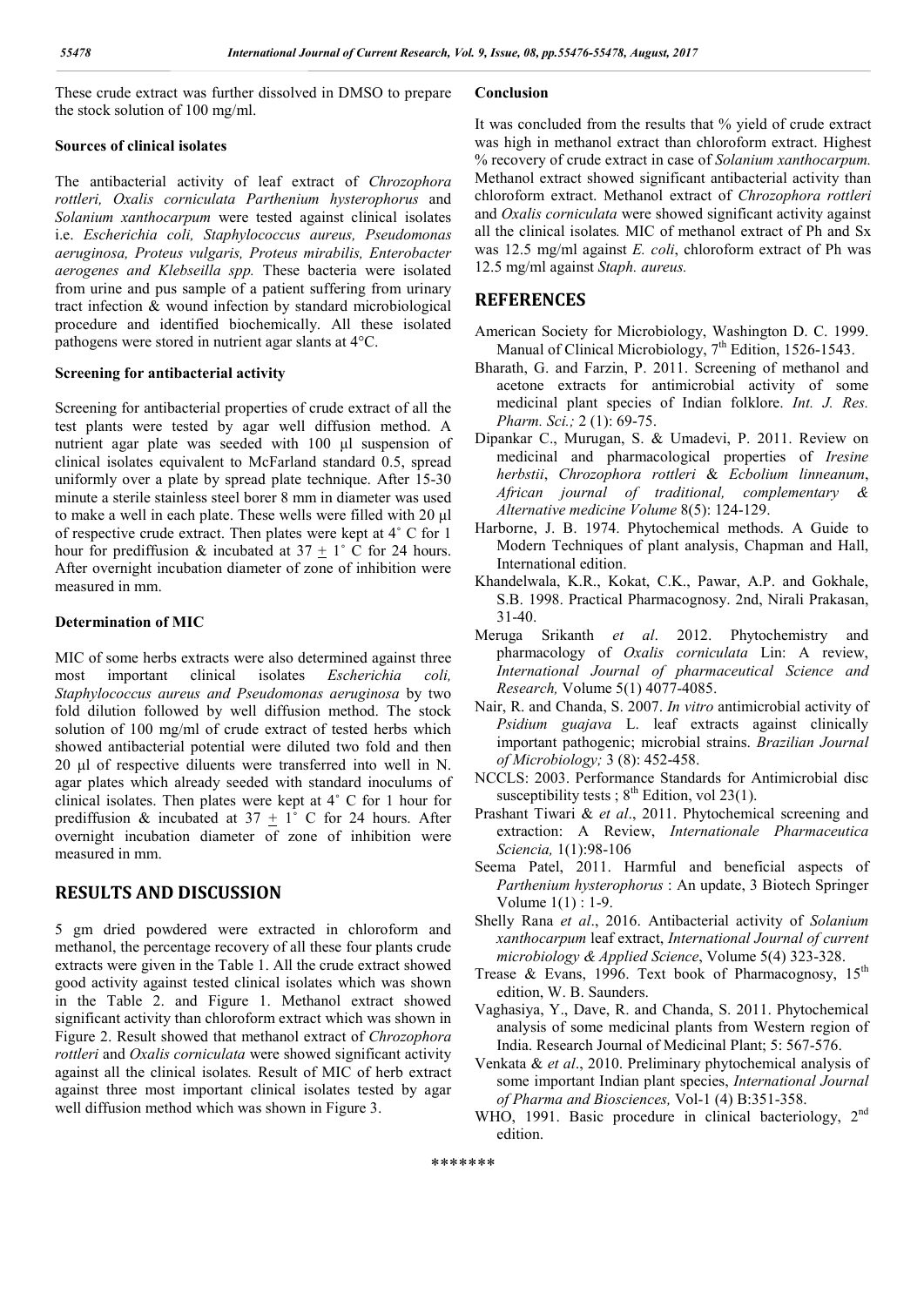These crude extract was further dissolved in DMSO to prepare the stock solution of 100 mg/ml.

### Sources of clinical isolates

The antibacterial activity of leaf extract of *Chrozophora rottleri, Oxalis corniculata Parthenium hysterophorus* and *Solanium xanthocarpum* were tested against clinical isolates i.e. *Escherichia coli, Staphylococcus aureus, Pseudomonas aeruginosa, Proteus vulgaris, Proteus mirabilis, Enterobacter aerogenes and Klebseilla spp.* These bacteria were isolated from urine and pus sample of a patient suffering from urinary tract infection & wound infection by standard microbiological procedure and identified biochemically. All these isolated pathogens were stored in nutrient agar slants at 4°C.

### Screening for antibacterial activity

Screening for antibacterial properties of crude extract of all the test plants were tested by agar well diffusion method. A nutrient agar plate was seeded with 100 µl suspension of clinical isolates equivalent to McFarland standard 0.5, spread uniformly over a plate by spread plate technique. After 15-30 minute a sterile stainless steel borer 8 mm in diameter was used to make a well in each plate. These wells were filled with 20 µl of respective crude extract. Then plates were kept at 4˚ C for 1 hour for prediffusion & incubated at 37 $\pm$ 1˚ C for 24 hours. After overnight incubation diameter of zone of inhibition were measured in mm.

### Determination of MIC

MIC of some herbs extracts were also determined against three most important clinical isolates *Escherichia coli, Staphylococcus aureus and Pseudomonas aeruginosa* by two fold dilution followed by well diffusion method. The stock solution of 100 mg/ml of crude extract of tested herbs which showed antibacterial potential were diluted two fold and then 20 µl of respective diluents were transferred into well in N. agar plates which already seeded with standard inoculums of clinical isolates. Then plates were kept at 4˚ C for 1 hour for prediffusion & incubated at 37 $\pm$ 1˚ C for 24 hours. After overnight incubation diameter of zone of inhibition were measured in mm.

## RESULTS AND DISCUSSION

5 gm dried powdered were extracted in chloroform and methanol, the percentage recovery of all these four plants crude extracts were given in the Table 1. All the crude extract showed good activity against tested clinical isolates which was shown in the Table 2. and Figure 1. Methanol extract showed significant activity than chloroform extract which was shown in Figure 2. Result showed that methanol extract of *Chrozophora rottleri* and *Oxalis corniculata* were showed significant activity against all the clinical isolates*.* Result of MIC of herb extract against three most important clinical isolates tested by agar well diffusion method which was shown in Figure 3.

### Conclusion

It was concluded from the results that % yield of crude extract was high in methanol extract than chloroform extract. Highest % recovery of crude extract in case of *Solanium xanthocarpum.* Methanol extract showed significant antibacterial activity than chloroform extract. Methanol extract of *Chrozophora rottleri* and *Oxalis corniculata* were showed significant activity against all the clinical isolates*.* MIC of methanol extract of Ph and Sx was 12.5 mg/ml against *E. coli*, chloroform extract of Ph was 12.5 mg/ml against *Staph. aureus.*

## REFERENCES

American Society for Microbiology, Washington D. C. 1999. Manual of Clinical Microbiology, 7th Edition, 1526-1543.

Bharath, G. and Farzin, P. 2011. Screening of methanol and acetone extracts for antimicrobial activity of some medicinal plant species of Indian folklore. *Int. J. Res. Pharm. Sci.;* 2 (1): 69-75.

Dipankar C., Murugan, S. & Umadevi, P. 2011. Review on medicinal and pharmacological properties of *Iresine herbstii*, *Chrozophora rottleri* & *Ecbolium linneanum*, *African journal of traditional, complementary & Alternative medicine Volume* 8(5): 124-129.

Harborne, J. B. 1974. Phytochemical methods. A Guide to Modern Techniques of plant analysis, Chapman and Hall, International edition.

Khandelwala, K.R., Kokat, C.K., Pawar, A.P. and Gokhale, S.B. 1998. Practical Pharmacognosy. 2nd, Nirali Prakasan, 31-40.

Meruga Srikanth *et al*. 2012. Phytochemistry and pharmacology of *Oxalis corniculata* Lin: A review, *International Journal of pharmaceutical Science and Research,* Volume 5(1) 4077-4085.

Nair, R. and Chanda, S. 2007. *In vitro* antimicrobial activity of *Psidium guajava* L. leaf extracts against clinically important pathogenic; microbial strains. *Brazilian Journal of Microbiology;* 3 (8): 452-458.

NCCLS: 2003. Performance Standards for Antimicrobial disc susceptibility tests ; 8th Edition, vol 23(1).

Prashant Tiwari & *et al*., 2011. Phytochemical screening and extraction: A Review, *Internationale Pharmaceutica Sciencia,* 1(1):98-106

Seema Patel, 2011. Harmful and beneficial aspects of *Parthenium hysterophorus* : An update, 3 Biotech Springer Volume 1(1) : 1-9.

Shelly Rana *et al*., 2016. Antibacterial activity of *Solanium xanthocarpum* leaf extract, *International Journal of current microbiology & Applied Science*, Volume 5(4) 323-328.

Trease & Evans, 1996. Text book of Pharmacognosy, 15th edition, W. B. Saunders.

Vaghasiya, Y., Dave, R. and Chanda, S. 2011. Phytochemical analysis of some medicinal plants from Western region of India. Research Journal of Medicinal Plant; 5: 567-576.

Venkata & *et al*., 2010. Preliminary phytochemical analysis of some important Indian plant species, *International Journal of Pharma and Biosciences,* Vol-1 (4) B:351-358.

WHO, 1991. Basic procedure in clinical bacteriology, 2nd edition.

\*\*\*\*\*\*\*